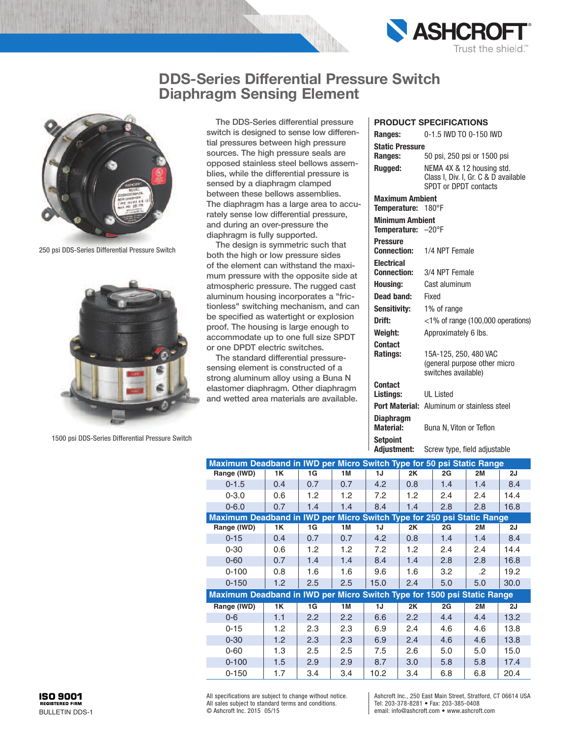# DDS-Series Differential Pressure Switch Diaphragm Sensing Element

250 psi DDS-Series Differential Pressure Switch

1500 psi DDS-Series Differential Pressure Switch

The DDS-Series differential pressure switch is designed to sense low differential pressures between high pressure sources. The high pressure seals are opposed stainless steel bellows assemblies, while the differential pressure is sensed by a diaphragm clamped between these bellows assemblies. The diaphragm has a large area to accurately sense low differential pressure, and during an over-pressure the diaphragm is fully supported.

The design is symmetric such that both the high or low pressure sides of the element can withstand the maximum pressure with the opposite side at atmospheric pressure. The rugged cast aluminum housing incorporates a "frictionless" switching mechanism, and can be specified as watertight or explosion proof. The housing is large enough to accommodate up to one full size SPDT or one DPDT electric switches.

The standard differential pressure-sensing element is constructed of a strong aluminum alloy using a Buna N elastomer diaphragm. Other diaphragm and wetted area materials are available.

## PRODUCT SPECIFICATIONS

**Ranges:** 0-1.5 IWD TO 0-150 IWD

**Static Pressure Ranges:** 50 psi, 250 psi or 1500 psi

**Rugged:** NEMA 4X & 12 housing std. Class I, Div. I, Gr. C & D available SPDT or DPDT contacts

**Maximum Ambient Temperature:** 180°F

**Minimum Ambient Temperature:** –20°F

**Pressure Connection:** 1/4 NPT Female

**Electrical Connection:** 3/4 NPT Female

**Housing:** Cast aluminum

**Dead band:** Fixed

**Sensitivity:** 1% of range

**Drift:** <1% of range (100,000 operations)

**Weight:** Approximately 6 lbs.

**Contact Ratings:** 15A-125, 250, 480 VAC (general purpose other micro switches available)

**Contact Listings:** UL Listed

**Port Material:** Aluminum or stainless steel

**Diaphragm Material:** Buna N, Viton or Teflon

**Setpoint Adjustment:** Screw type, field adjustable

| Maximum Deadband in IWD per Micro Switch Type for 50 psi Static Range | | | | | | | | |
|---|---|---|---|---|---|---|---|---|
| Range (IWD) | 1K | 1G | 1M | 1J | 2K | 2G | 2M | 2J |
| 0-1.5 | 0.4 | 0.7 | 0.7 | 4.2 | 0.8 | 1.4 | 1.4 | 8.4 |
| 0-3.0 | 0.6 | 1.2 | 1.2 | 7.2 | 1.2 | 2.4 | 2.4 | 14.4 |
| 0-6.0 | 0.7 | 1.4 | 1.4 | 8.4 | 1.4 | 2.8 | 2.8 | 16.8 |
| **Maximum Deadband in IWD per Micro Switch Type for 250 psi Static Range** | | | | | | | | |
| Range (IWD) | 1K | 1G | 1M | 1J | 2K | 2G | 2M | 2J |
| 0-15 | 0.4 | 0.7 | 0.7 | 4.2 | 0.8 | 1.4 | 1.4 | 8.4 |
| 0-30 | 0.6 | 1.2 | 1.2 | 7.2 | 1.2 | 2.4 | 2.4 | 14.4 |
| 0-60 | 0.7 | 1.4 | 1.4 | 8.4 | 1.4 | 2.8 | 2.8 | 16.8 |
| 0-100 | 0.8 | 1.6 | 1.6 | 9.6 | 1.6 | 3.2 | .2 | 19.2 |
| 0-150 | 1.2 | 2.5 | 2.5 | 15.0 | 2.4 | 5.0 | 5.0 | 30.0 |
| **Maximum Deadband in IWD per Micro Switch Type for 1500 psi Static Range** | | | | | | | | |
| Range (IWD) | 1K | 1G | 1M | 1J | 2K | 2G | 2M | 2J |
| 0-6 | 1.1 | 2.2 | 2.2 | 6.6 | 2.2 | 4.4 | 4.4 | 13.2 |
| 0-15 | 1.2 | 2.3 | 2.3 | 6.9 | 2.4 | 4.6 | 4.6 | 13.8 |
| 0-30 | 1.2 | 2.3 | 2.3 | 6.9 | 2.4 | 4.6 | 4.6 | 13.8 |
| 0-60 | 1.3 | 2.5 | 2.5 | 7.5 | 2.6 | 5.0 | 5.0 | 15.0 |
| 0-100 | 1.5 | 2.9 | 2.9 | 8.7 | 3.0 | 5.8 | 5.8 | 17.4 |
| 0-150 | 1.7 | 3.4 | 3.4 | 10.2 | 3.4 | 6.8 | 6.8 | 20.4 |

ISO 9001 REGISTERED FIRM

BULLETIN DDS-1

All specifications are subject to change without notice.
All sales subject to standard terms and conditions.
© Ashcroft Inc. 2015 05/15

Ashcroft Inc., 250 East Main Street, Stratford, CT 06614 USA
Tel: 203-378-8281 • Fax: 203-385-0408
email: info@ashcroft.com • www.ashcroft.com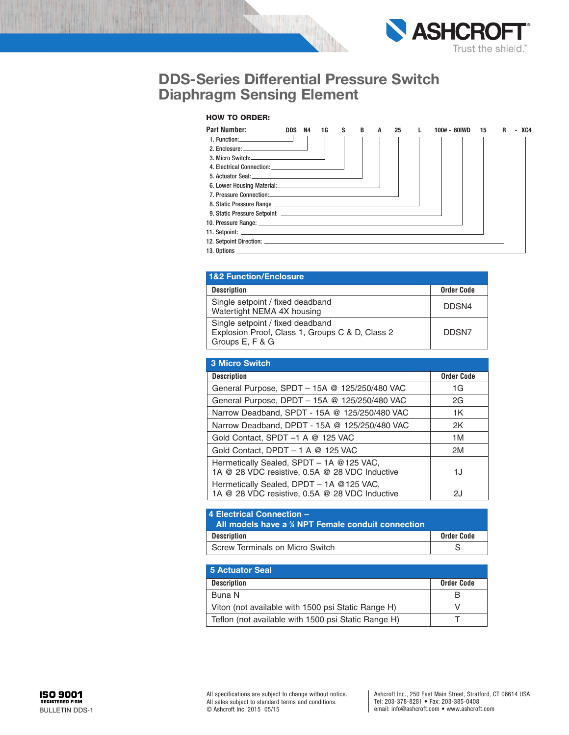# DDS-Series Differential Pressure Switch Diaphragm Sensing Element

**HOW TO ORDER:**

**Part Number:** DDS N4 1G S B A 25 L 100# - 60IWD 15 R - XC4

1. Function:
2. Enclosure:
3. Micro Switch:
4. Electrical Connection:
5. Actuator Seal:
6. Lower Housing Material:
7. Pressure Connection:
8. Static Pressure Range
9. Static Pressure Setpoint
10. Pressure Range:
11. Setpoint:
12. Setpoint Direction:
13. Options

### 1&2 Function/Enclosure

| Description | Order Code |
|---|---|
| Single setpoint / fixed deadband<br>Watertight NEMA 4X housing | DDSN4 |
| Single setpoint / fixed deadband<br>Explosion Proof, Class 1, Groups C & D, Class 2 Groups E, F & G | DDSN7 |

### 3 Micro Switch

| Description | Order Code |
|---|---|
| General Purpose, SPDT – 15A @ 125/250/480 VAC | 1G |
| General Purpose, DPDT – 15A @ 125/250/480 VAC | 2G |
| Narrow Deadband, SPDT - 15A @ 125/250/480 VAC | 1K |
| Narrow Deadband, DPDT - 15A @ 125/250/480 VAC | 2K |
| Gold Contact, SPDT –1 A @ 125 VAC | 1M |
| Gold Contact, DPDT – 1 A @ 125 VAC | 2M |
| Hermetically Sealed, SPDT – 1A @125 VAC,<br>1A @ 28 VDC resistive, 0.5A @ 28 VDC Inductive | 1J |
| Hermetically Sealed, DPDT – 1A @125 VAC,<br>1A @ 28 VDC resistive, 0.5A @ 28 VDC Inductive | 2J |

### 4 Electrical Connection – All models have a ¾ NPT Female conduit connection

| Description | Order Code |
|---|---|
| Screw Terminals on Micro Switch | S |

### 5 Actuator Seal

| Description | Order Code |
|---|---|
| Buna N | B |
| Viton (not available with 1500 psi Static Range H) | V |
| Teflon (not available with 1500 psi Static Range H) | T |

ISO 9001 REGISTERED FIRM

BULLETIN DDS-1

All specifications are subject to change without notice.
All sales subject to standard terms and conditions.
© Ashcroft Inc. 2015 05/15

Ashcroft Inc., 250 East Main Street, Stratford, CT 06614 USA
Tel: 203-378-8281 • Fax: 203-385-0408
email: info@ashcroft.com • www.ashcroft.com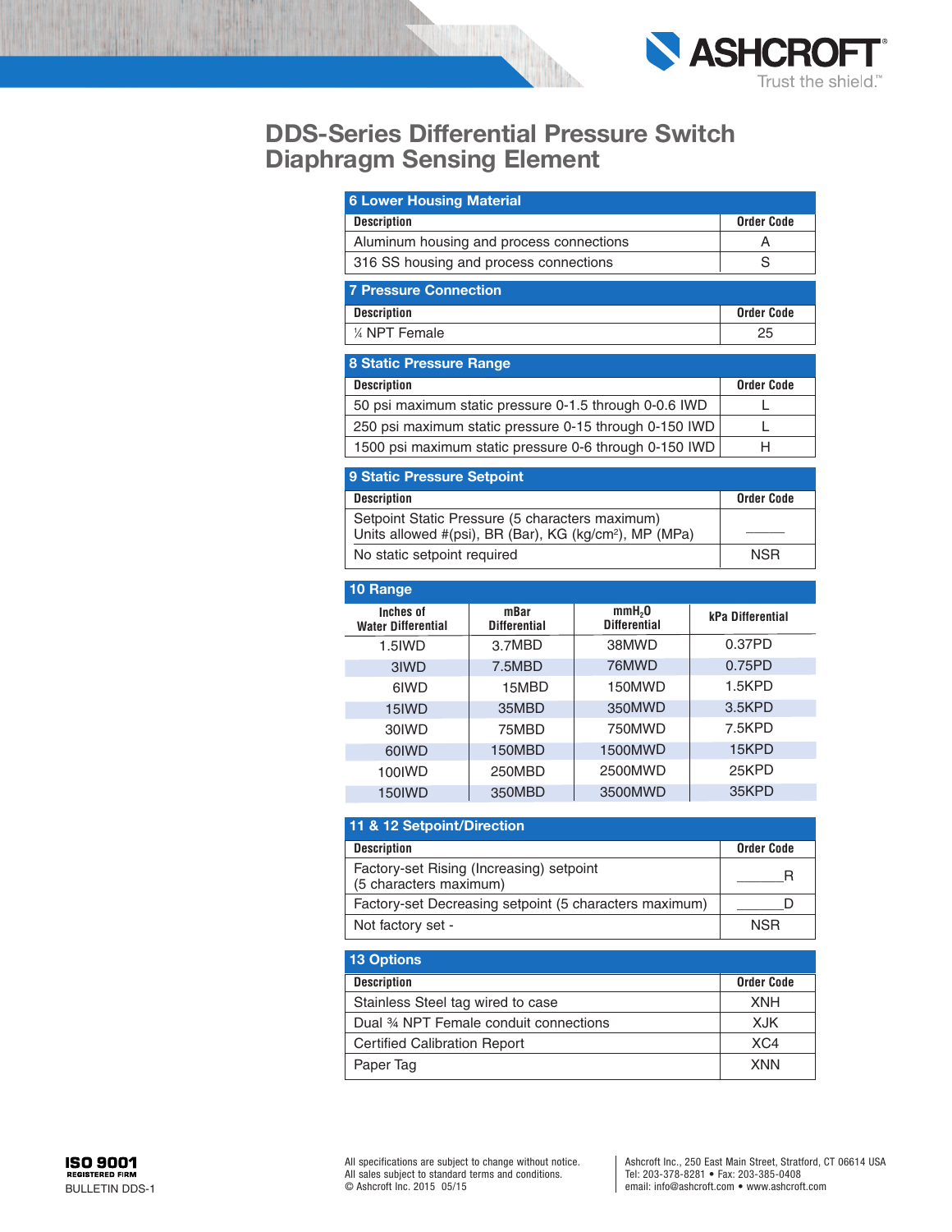# DDS-Series Differential Pressure Switch Diaphragm Sensing Element

## 6 Lower Housing Material

| Description | Order Code |
|---|---|
| Aluminum housing and process connections | A |
| 316 SS housing and process connections | S |

## 7 Pressure Connection

| Description | Order Code |
|---|---|
| ¼ NPT Female | 25 |

## 8 Static Pressure Range

| Description | Order Code |
|---|---|
| 50 psi maximum static pressure 0-1.5 through 0-0.6 IWD | L |
| 250 psi maximum static pressure 0-15 through 0-150 IWD | L |
| 1500 psi maximum static pressure 0-6 through 0-150 IWD | H |

## 9 Static Pressure Setpoint

| Description | Order Code |
|---|---|
| Setpoint Static Pressure (5 characters maximum) Units allowed #(psi), BR (Bar), KG (kg/cm²), MP (MPa) | _____ |
| No static setpoint required | NSR |

## 10 Range

| Inches of Water Differential | mBar Differential | $mmH_2O$ Differential | kPa Differential |
|---|---|---|---|
| 1.5IWD | 3.7MBD | 38MWD | 0.37PD |
| 3IWD | 7.5MBD | 76MWD | 0.75PD |
| 6IWD | 15MBD | 150MWD | 1.5KPD |
| 15IWD | 35MBD | 350MWD | 3.5KPD |
| 30IWD | 75MBD | 750MWD | 7.5KPD |
| 60IWD | 150MBD | 1500MWD | 15KPD |
| 100IWD | 250MBD | 2500MWD | 25KPD |
| 150IWD | 350MBD | 3500MWD | 35KPD |

## 11 & 12 Setpoint/Direction

| Description | Order Code |
|---|---|
| Factory-set Rising (Increasing) setpoint (5 characters maximum) | _____R |
| Factory-set Decreasing setpoint (5 characters maximum) | _____D |
| Not factory set - | NSR |

## 13 Options

| Description | Order Code |
|---|---|
| Stainless Steel tag wired to case | XNH |
| Dual ¾ NPT Female conduit connections | XJK |
| Certified Calibration Report | XC4 |
| Paper Tag | XNN |

ISO 9001 REGISTERED FIRM

BULLETIN DDS-1

All specifications are subject to change without notice.
All sales subject to standard terms and conditions.
© Ashcroft Inc. 2015 05/15

Ashcroft Inc., 250 East Main Street, Stratford, CT 06614 USA
Tel: 203-378-8281 • Fax: 203-385-0408
email: info@ashcroft.com • www.ashcroft.com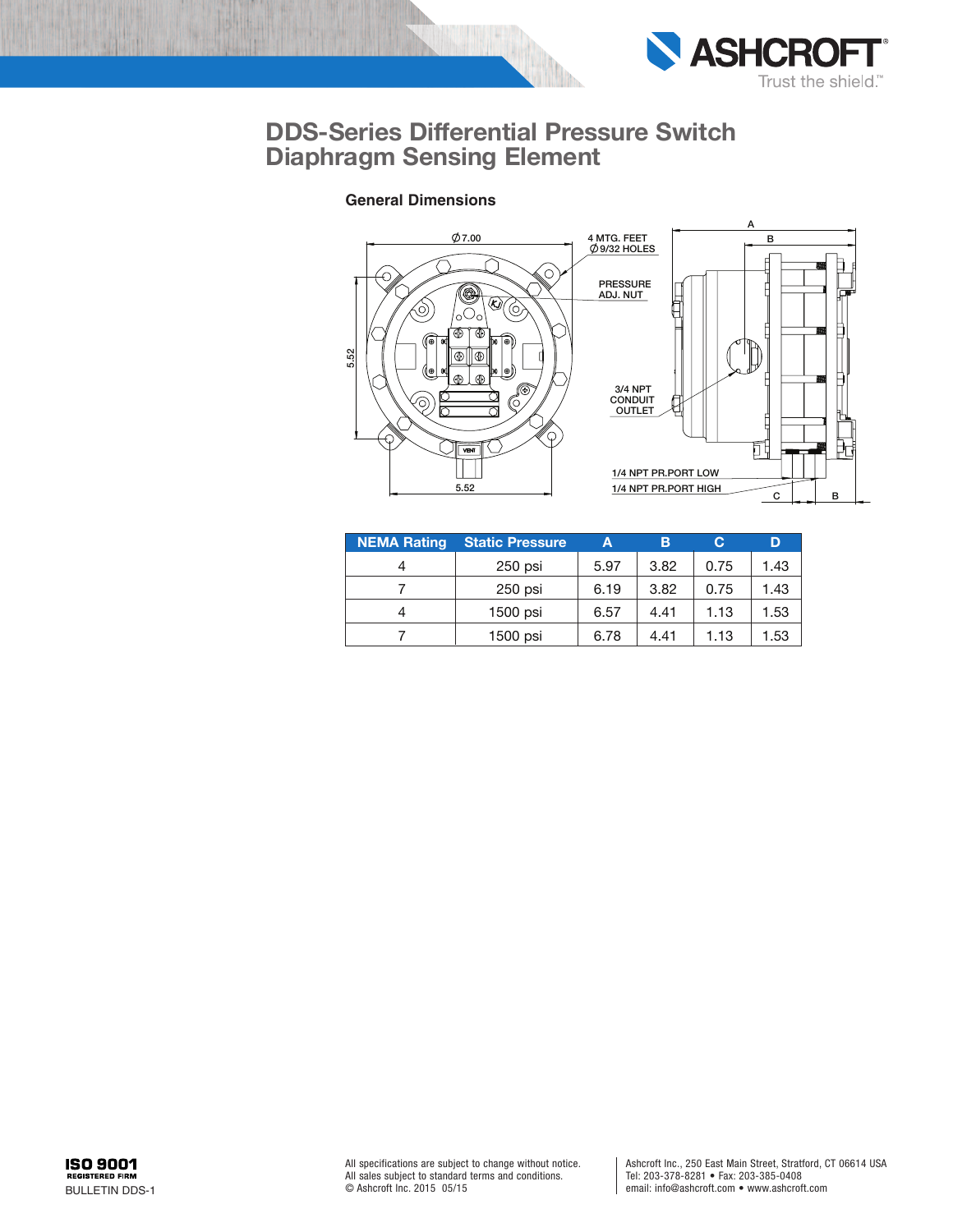# DDS-Series Differential Pressure Switch Diaphragm Sensing Element

### General Dimensions

Ø7.00

4 MTG. FEET
Ø9/32 HOLES

PRESSURE
ADJ. NUT

5.52

VENT

5.52

3/4 NPT
CONDUIT
OUTLET

1/4 NPT PR.PORT LOW

1/4 NPT PR.PORT HIGH

A

B

C

B

| NEMA Rating | Static Pressure | A | B | C | D |
|---|---|---|---|---|---|
| 4 | 250 psi | 5.97 | 3.82 | 0.75 | 1.43 |
| 7 | 250 psi | 6.19 | 3.82 | 0.75 | 1.43 |
| 4 | 1500 psi | 6.57 | 4.41 | 1.13 | 1.53 |
| 7 | 1500 psi | 6.78 | 4.41 | 1.13 | 1.53 |

ISO 9001
REGISTERED FIRM
BULLETIN DDS-1

All specifications are subject to change without notice.
All sales subject to standard terms and conditions.
© Ashcroft Inc. 2015 05/15

Ashcroft Inc., 250 East Main Street, Stratford, CT 06614 USA
Tel: 203-378-8281 • Fax: 203-385-0408
email: info@ashcroft.com • www.ashcroft.com